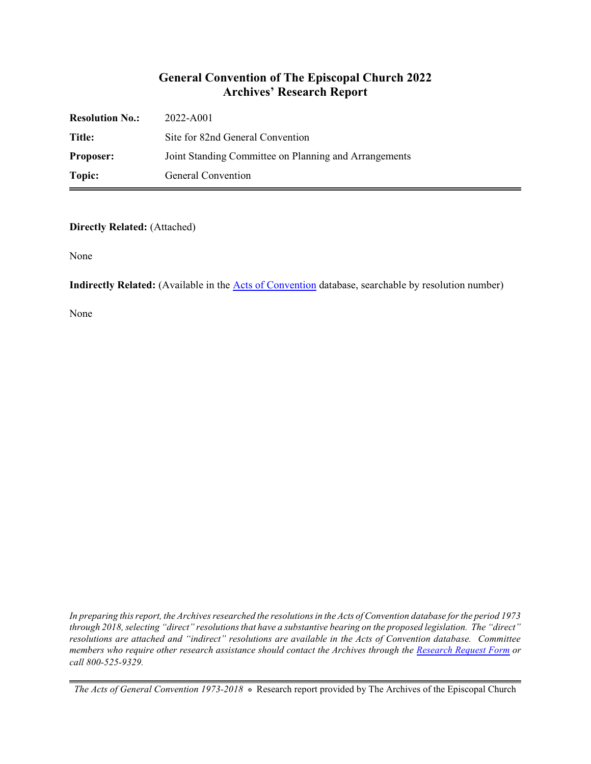# General Convention of The Episcopal Church 2022
## Archives' Research Report

| | |
|---|---|
| **Resolution No.:** | 2022-A001 |
| **Title:** | Site for 82nd General Convention |
| **Proposer:** | Joint Standing Committee on Planning and Arrangements |
| **Topic:** | General Convention |

**Directly Related:** (Attached)

None

**Indirectly Related:** (Available in the Acts of Convention database, searchable by resolution number)

None

*In preparing this report, the Archives researched the resolutions in the Acts of Convention database for the period 1973 through 2018, selecting "direct" resolutions that have a substantive bearing on the proposed legislation. The "direct" resolutions are attached and "indirect" resolutions are available in the Acts of Convention database. Committee members who require other research assistance should contact the Archives through the Research Request Form or call 800-525-9329.*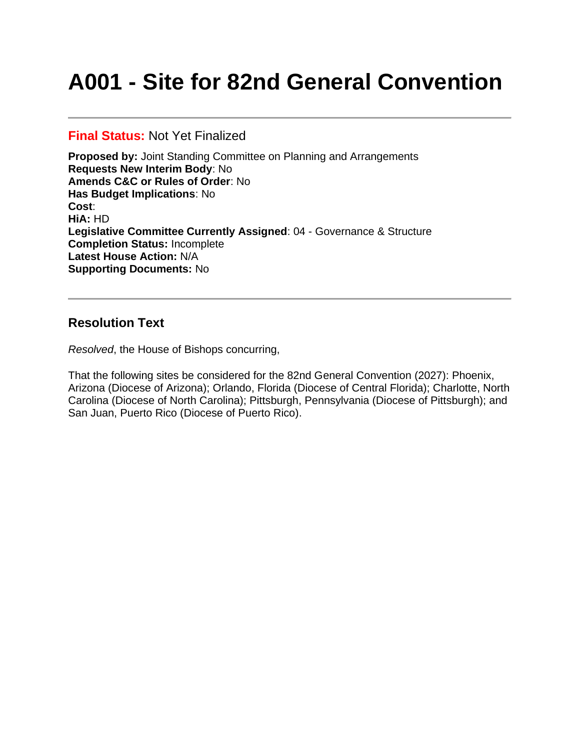# A001 - Site for 82nd General Convention

---

**Final Status:** Not Yet Finalized

**Proposed by:** Joint Standing Committee on Planning and Arrangements
**Requests New Interim Body**: No
**Amends C&C or Rules of Order**: No
**Has Budget Implications**: No
**Cost**:
**HiA:** HD
**Legislative Committee Currently Assigned**: 04 - Governance & Structure
**Completion Status:** Incomplete
**Latest House Action:** N/A
**Supporting Documents:** No

---

## Resolution Text

*Resolved*, the House of Bishops concurring,

That the following sites be considered for the 82nd General Convention (2027): Phoenix, Arizona (Diocese of Arizona); Orlando, Florida (Diocese of Central Florida); Charlotte, North Carolina (Diocese of North Carolina); Pittsburgh, Pennsylvania (Diocese of Pittsburgh); and San Juan, Puerto Rico (Diocese of Puerto Rico).